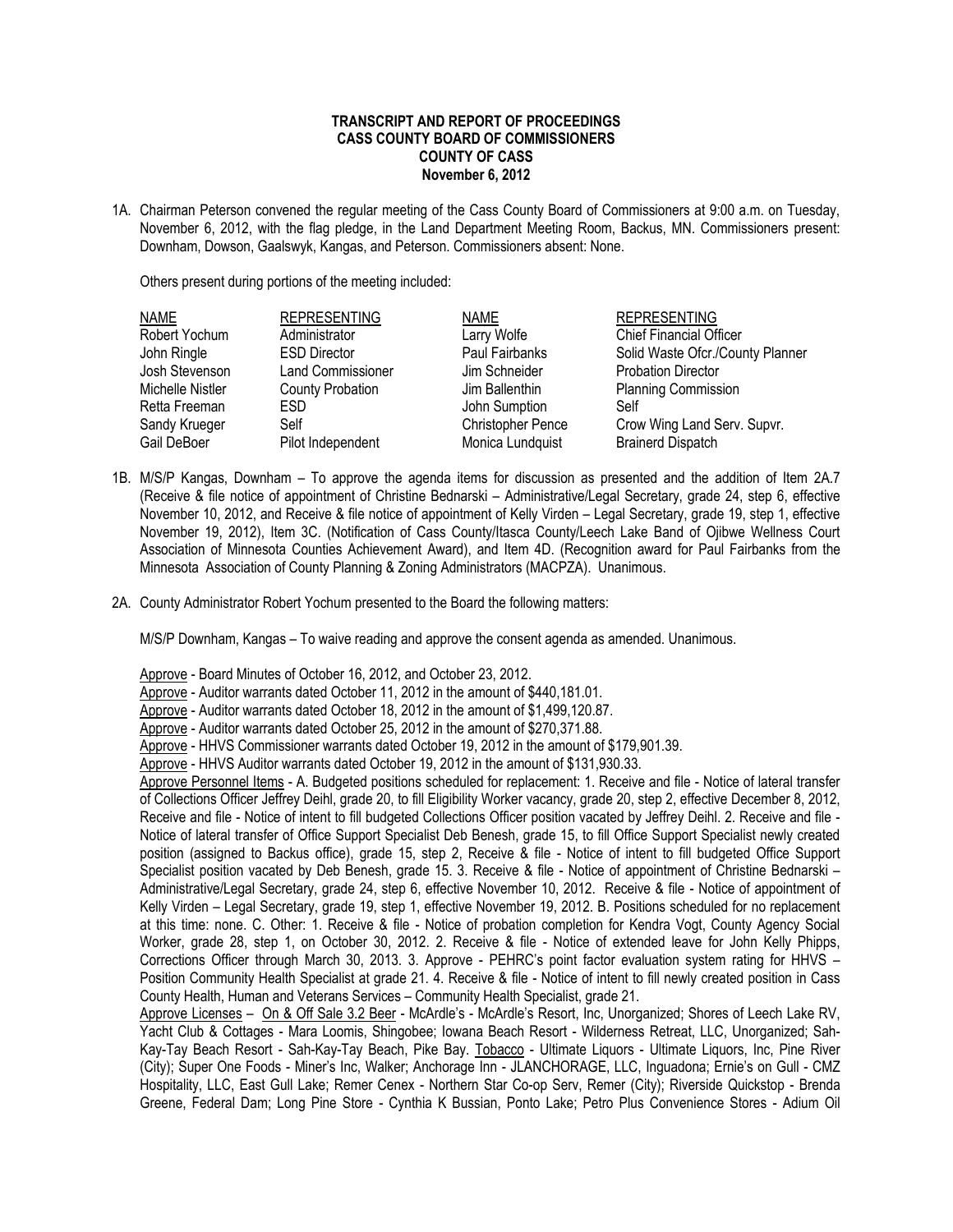**TRANSCRIPT AND REPORT OF PROCEEDINGS**
**CASS COUNTY BOARD OF COMMISSIONERS**
**COUNTY OF CASS**
**November 6, 2012**

1A. Chairman Peterson convened the regular meeting of the Cass County Board of Commissioners at 9:00 a.m. on Tuesday, November 6, 2012, with the flag pledge, in the Land Department Meeting Room, Backus, MN. Commissioners present: Downham, Dowson, Gaalswyk, Kangas, and Peterson. Commissioners absent: None.

Others present during portions of the meeting included:

| NAME | REPRESENTING | NAME | REPRESENTING |
|---|---|---|---|
| Robert Yochum | Administrator | Larry Wolfe | Chief Financial Officer |
| John Ringle | ESD Director | Paul Fairbanks | Solid Waste Ofcr./County Planner |
| Josh Stevenson | Land Commissioner | Jim Schneider | Probation Director |
| Michelle Nistler | County Probation | Jim Ballenthin | Planning Commission |
| Retta Freeman | ESD | John Sumption | Self |
| Sandy Krueger | Self | Christopher Pence | Crow Wing Land Serv. Supvr. |
| Gail DeBoer | Pilot Independent | Monica Lundquist | Brainerd Dispatch |

1B. M/S/P Kangas, Downham – To approve the agenda items for discussion as presented and the addition of Item 2A.7 (Receive & file notice of appointment of Christine Bednarski – Administrative/Legal Secretary, grade 24, step 6, effective November 10, 2012, and Receive & file notice of appointment of Kelly Virden – Legal Secretary, grade 19, step 1, effective November 19, 2012), Item 3C. (Notification of Cass County/Itasca County/Leech Lake Band of Ojibwe Wellness Court Association of Minnesota Counties Achievement Award), and Item 4D. (Recognition award for Paul Fairbanks from the Minnesota Association of County Planning & Zoning Administrators (MACPZA). Unanimous.

2A. County Administrator Robert Yochum presented to the Board the following matters:

M/S/P Downham, Kangas – To waive reading and approve the consent agenda as amended. Unanimous.

Approve - Board Minutes of October 16, 2012, and October 23, 2012.
Approve - Auditor warrants dated October 11, 2012 in the amount of $440,181.01.
Approve - Auditor warrants dated October 18, 2012 in the amount of $1,499,120.87.
Approve - Auditor warrants dated October 25, 2012 in the amount of $270,371.88.
Approve - HHVS Commissioner warrants dated October 19, 2012 in the amount of $179,901.39.
Approve - HHVS Auditor warrants dated October 19, 2012 in the amount of $131,930.33.
Approve Personnel Items - A. Budgeted positions scheduled for replacement: 1. Receive and file - Notice of lateral transfer of Collections Officer Jeffrey Deihl, grade 20, to fill Eligibility Worker vacancy, grade 20, step 2, effective December 8, 2012, Receive and file - Notice of intent to fill budgeted Collections Officer position vacated by Jeffrey Deihl. 2. Receive and file - Notice of lateral transfer of Office Support Specialist Deb Benesh, grade 15, to fill Office Support Specialist newly created position (assigned to Backus office), grade 15, step 2, Receive & file - Notice of intent to fill budgeted Office Support Specialist position vacated by Deb Benesh, grade 15. 3. Receive & file - Notice of appointment of Christine Bednarski – Administrative/Legal Secretary, grade 24, step 6, effective November 10, 2012. Receive & file - Notice of appointment of Kelly Virden – Legal Secretary, grade 19, step 1, effective November 19, 2012. B. Positions scheduled for no replacement at this time: none. C. Other: 1. Receive & file - Notice of probation completion for Kendra Vogt, County Agency Social Worker, grade 28, step 1, on October 30, 2012. 2. Receive & file - Notice of extended leave for John Kelly Phipps, Corrections Officer through March 30, 2013. 3. Approve - PEHRC's point factor evaluation system rating for HHVS – Position Community Health Specialist at grade 21. 4. Receive & file - Notice of intent to fill newly created position in Cass County Health, Human and Veterans Services – Community Health Specialist, grade 21.
Approve Licenses – On & Off Sale 3.2 Beer - McArdle's - McArdle's Resort, Inc, Unorganized; Shores of Leech Lake RV, Yacht Club & Cottages - Mara Loomis, Shingobee; Iowana Beach Resort - Wilderness Retreat, LLC, Unorganized; Sah-Kay-Tay Beach Resort - Sah-Kay-Tay Beach, Pike Bay. Tobacco - Ultimate Liquors - Ultimate Liquors, Inc, Pine River (City); Super One Foods - Miner's Inc, Walker; Anchorage Inn - JLANCHORAGE, LLC, Inguadona; Ernie's on Gull - CMZ Hospitality, LLC, East Gull Lake; Remer Cenex - Northern Star Co-op Serv, Remer (City); Riverside Quickstop - Brenda Greene, Federal Dam; Long Pine Store - Cynthia K Bussian, Ponto Lake; Petro Plus Convenience Stores - Adium Oil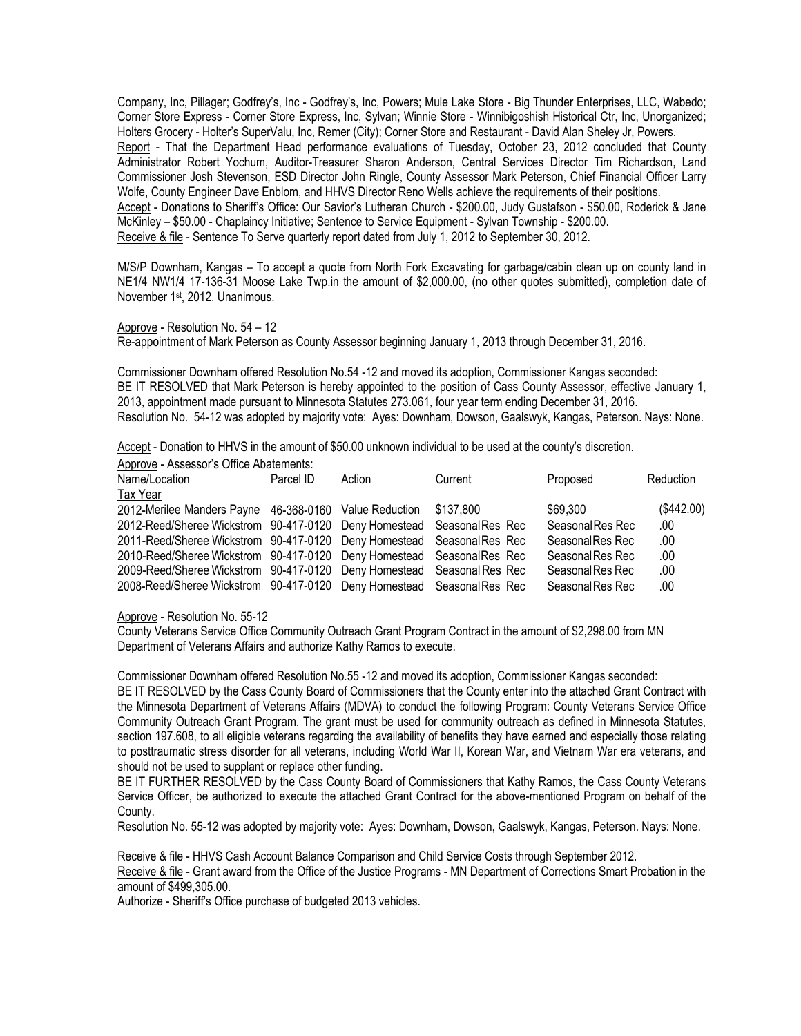Company, Inc, Pillager; Godfrey's, Inc - Godfrey's, Inc, Powers; Mule Lake Store - Big Thunder Enterprises, LLC, Wabedo; Corner Store Express - Corner Store Express, Inc, Sylvan; Winnie Store - Winnibigoshish Historical Ctr, Inc, Unorganized; Holters Grocery - Holter's SuperValu, Inc, Remer (City); Corner Store and Restaurant - David Alan Sheley Jr, Powers.

Report - That the Department Head performance evaluations of Tuesday, October 23, 2012 concluded that County Administrator Robert Yochum, Auditor-Treasurer Sharon Anderson, Central Services Director Tim Richardson, Land Commissioner Josh Stevenson, ESD Director John Ringle, County Assessor Mark Peterson, Chief Financial Officer Larry Wolfe, County Engineer Dave Enblom, and HHVS Director Reno Wells achieve the requirements of their positions.

Accept - Donations to Sheriff's Office: Our Savior's Lutheran Church - $200.00, Judy Gustafson - $50.00, Roderick & Jane McKinley – $50.00 - Chaplaincy Initiative; Sentence to Service Equipment - Sylvan Township - $200.00.

Receive & file - Sentence To Serve quarterly report dated from July 1, 2012 to September 30, 2012.

M/S/P Downham, Kangas – To accept a quote from North Fork Excavating for garbage/cabin clean up on county land in NE1/4 NW1/4 17-136-31 Moose Lake Twp.in the amount of $2,000.00, (no other quotes submitted), completion date of November 1st, 2012. Unanimous.

Approve - Resolution No. 54 – 12

Re-appointment of Mark Peterson as County Assessor beginning January 1, 2013 through December 31, 2016.

Commissioner Downham offered Resolution No.54 -12 and moved its adoption, Commissioner Kangas seconded:

BE IT RESOLVED that Mark Peterson is hereby appointed to the position of Cass County Assessor, effective January 1, 2013, appointment made pursuant to Minnesota Statutes 273.061, four year term ending December 31, 2016.

Resolution No. 54-12 was adopted by majority vote: Ayes: Downham, Dowson, Gaalswyk, Kangas, Peterson. Nays: None.

Accept - Donation to HHVS in the amount of $50.00 unknown individual to be used at the county's discretion.

Approve - Assessor's Office Abatements:

| Name/Location<br>Tax Year | Parcel ID | Action | Current | Proposed | Reduction |
|---|---|---|---|---|---|
| 2012-Merilee Manders Payne | 46-368-0160 | Value Reduction | $137,800 | $69,300 | ($442.00) |
| 2012-Reed/Sheree Wickstrom | 90-417-0120 | Deny Homestead | Seasonal Res Rec | Seasonal Res Rec | .00 |
| 2011-Reed/Sheree Wickstrom | 90-417-0120 | Deny Homestead | Seasonal Res Rec | Seasonal Res Rec | .00 |
| 2010-Reed/Sheree Wickstrom | 90-417-0120 | Deny Homestead | Seasonal Res Rec | Seasonal Res Rec | .00 |
| 2009-Reed/Sheree Wickstrom | 90-417-0120 | Deny Homestead | Seasonal Res Rec | Seasonal Res Rec | .00 |
| 2008-Reed/Sheree Wickstrom | 90-417-0120 | Deny Homestead | Seasonal Res Rec | Seasonal Res Rec | .00 |

Approve - Resolution No. 55-12

County Veterans Service Office Community Outreach Grant Program Contract in the amount of $2,298.00 from MN Department of Veterans Affairs and authorize Kathy Ramos to execute.

Commissioner Downham offered Resolution No.55 -12 and moved its adoption, Commissioner Kangas seconded:

BE IT RESOLVED by the Cass County Board of Commissioners that the County enter into the attached Grant Contract with the Minnesota Department of Veterans Affairs (MDVA) to conduct the following Program: County Veterans Service Office Community Outreach Grant Program. The grant must be used for community outreach as defined in Minnesota Statutes, section 197.608, to all eligible veterans regarding the availability of benefits they have earned and especially those relating to posttraumatic stress disorder for all veterans, including World War II, Korean War, and Vietnam War era veterans, and should not be used to supplant or replace other funding.

BE IT FURTHER RESOLVED by the Cass County Board of Commissioners that Kathy Ramos, the Cass County Veterans Service Officer, be authorized to execute the attached Grant Contract for the above-mentioned Program on behalf of the County.

Resolution No. 55-12 was adopted by majority vote: Ayes: Downham, Dowson, Gaalswyk, Kangas, Peterson. Nays: None.

Receive & file - HHVS Cash Account Balance Comparison and Child Service Costs through September 2012.

Receive & file - Grant award from the Office of the Justice Programs - MN Department of Corrections Smart Probation in the amount of $499,305.00.

Authorize - Sheriff's Office purchase of budgeted 2013 vehicles.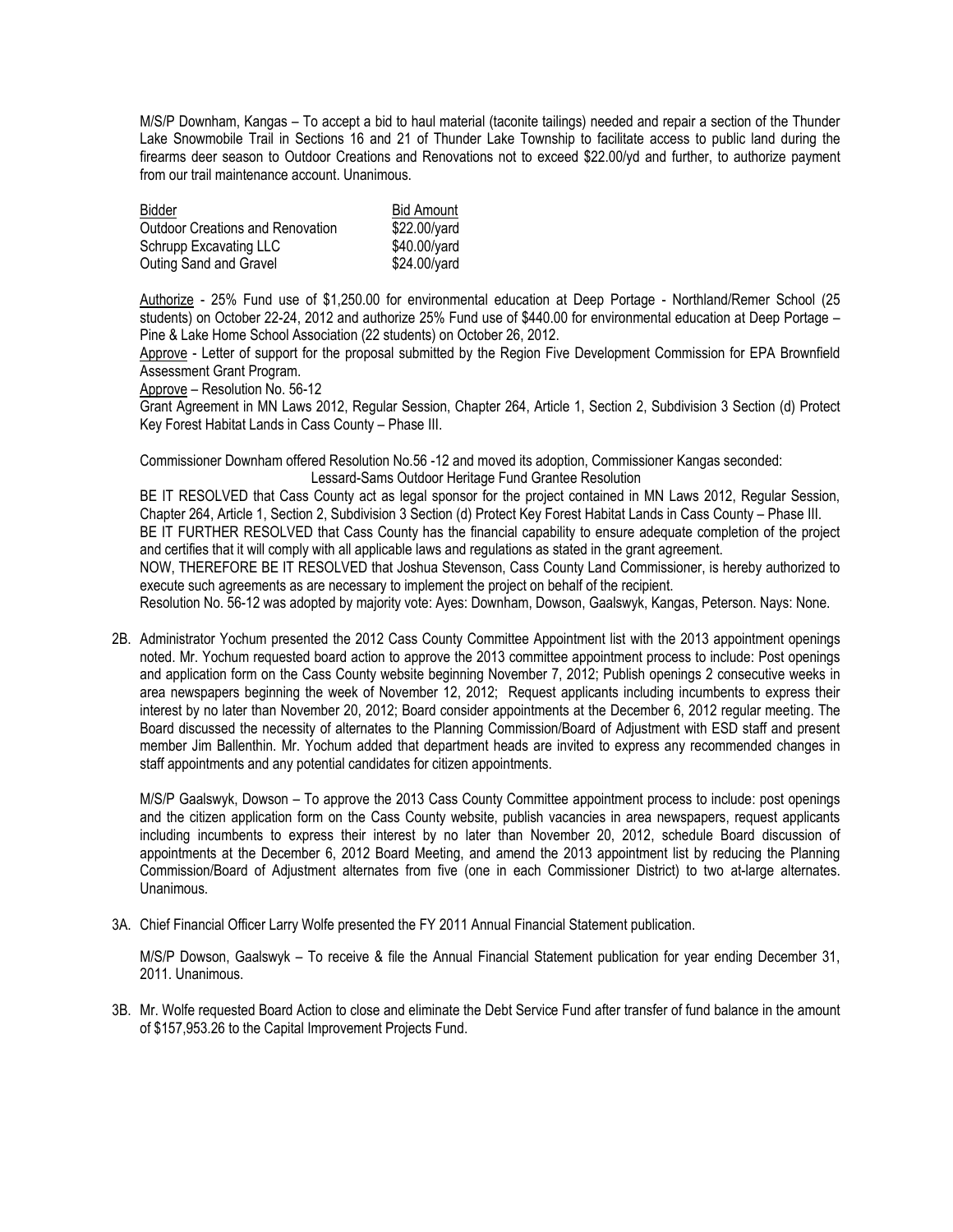M/S/P Downham, Kangas – To accept a bid to haul material (taconite tailings) needed and repair a section of the Thunder Lake Snowmobile Trail in Sections 16 and 21 of Thunder Lake Township to facilitate access to public land during the firearms deer season to Outdoor Creations and Renovations not to exceed $22.00/yd and further, to authorize payment from our trail maintenance account. Unanimous.

| Bidder | Bid Amount |
|---|---|
| Outdoor Creations and Renovation | $22.00/yard |
| Schrupp Excavating LLC | $40.00/yard |
| Outing Sand and Gravel | $24.00/yard |

Authorize - 25% Fund use of $1,250.00 for environmental education at Deep Portage - Northland/Remer School (25 students) on October 22-24, 2012 and authorize 25% Fund use of $440.00 for environmental education at Deep Portage – Pine & Lake Home School Association (22 students) on October 26, 2012.

Approve - Letter of support for the proposal submitted by the Region Five Development Commission for EPA Brownfield Assessment Grant Program.

Approve – Resolution No. 56-12

Grant Agreement in MN Laws 2012, Regular Session, Chapter 264, Article 1, Section 2, Subdivision 3 Section (d) Protect Key Forest Habitat Lands in Cass County – Phase III.

Commissioner Downham offered Resolution No.56 -12 and moved its adoption, Commissioner Kangas seconded:

Lessard-Sams Outdoor Heritage Fund Grantee Resolution

BE IT RESOLVED that Cass County act as legal sponsor for the project contained in MN Laws 2012, Regular Session, Chapter 264, Article 1, Section 2, Subdivision 3 Section (d) Protect Key Forest Habitat Lands in Cass County – Phase III.

BE IT FURTHER RESOLVED that Cass County has the financial capability to ensure adequate completion of the project and certifies that it will comply with all applicable laws and regulations as stated in the grant agreement.

NOW, THEREFORE BE IT RESOLVED that Joshua Stevenson, Cass County Land Commissioner, is hereby authorized to execute such agreements as are necessary to implement the project on behalf of the recipient.

Resolution No. 56-12 was adopted by majority vote: Ayes: Downham, Dowson, Gaalswyk, Kangas, Peterson. Nays: None.

2B. Administrator Yochum presented the 2012 Cass County Committee Appointment list with the 2013 appointment openings noted. Mr. Yochum requested board action to approve the 2013 committee appointment process to include: Post openings and application form on the Cass County website beginning November 7, 2012; Publish openings 2 consecutive weeks in area newspapers beginning the week of November 12, 2012; Request applicants including incumbents to express their interest by no later than November 20, 2012; Board consider appointments at the December 6, 2012 regular meeting. The Board discussed the necessity of alternates to the Planning Commission/Board of Adjustment with ESD staff and present member Jim Ballenthin. Mr. Yochum added that department heads are invited to express any recommended changes in staff appointments and any potential candidates for citizen appointments.

M/S/P Gaalswyk, Dowson – To approve the 2013 Cass County Committee appointment process to include: post openings and the citizen application form on the Cass County website, publish vacancies in area newspapers, request applicants including incumbents to express their interest by no later than November 20, 2012, schedule Board discussion of appointments at the December 6, 2012 Board Meeting, and amend the 2013 appointment list by reducing the Planning Commission/Board of Adjustment alternates from five (one in each Commissioner District) to two at-large alternates. Unanimous.

3A. Chief Financial Officer Larry Wolfe presented the FY 2011 Annual Financial Statement publication.

M/S/P Dowson, Gaalswyk – To receive & file the Annual Financial Statement publication for year ending December 31, 2011. Unanimous.

3B. Mr. Wolfe requested Board Action to close and eliminate the Debt Service Fund after transfer of fund balance in the amount of $157,953.26 to the Capital Improvement Projects Fund.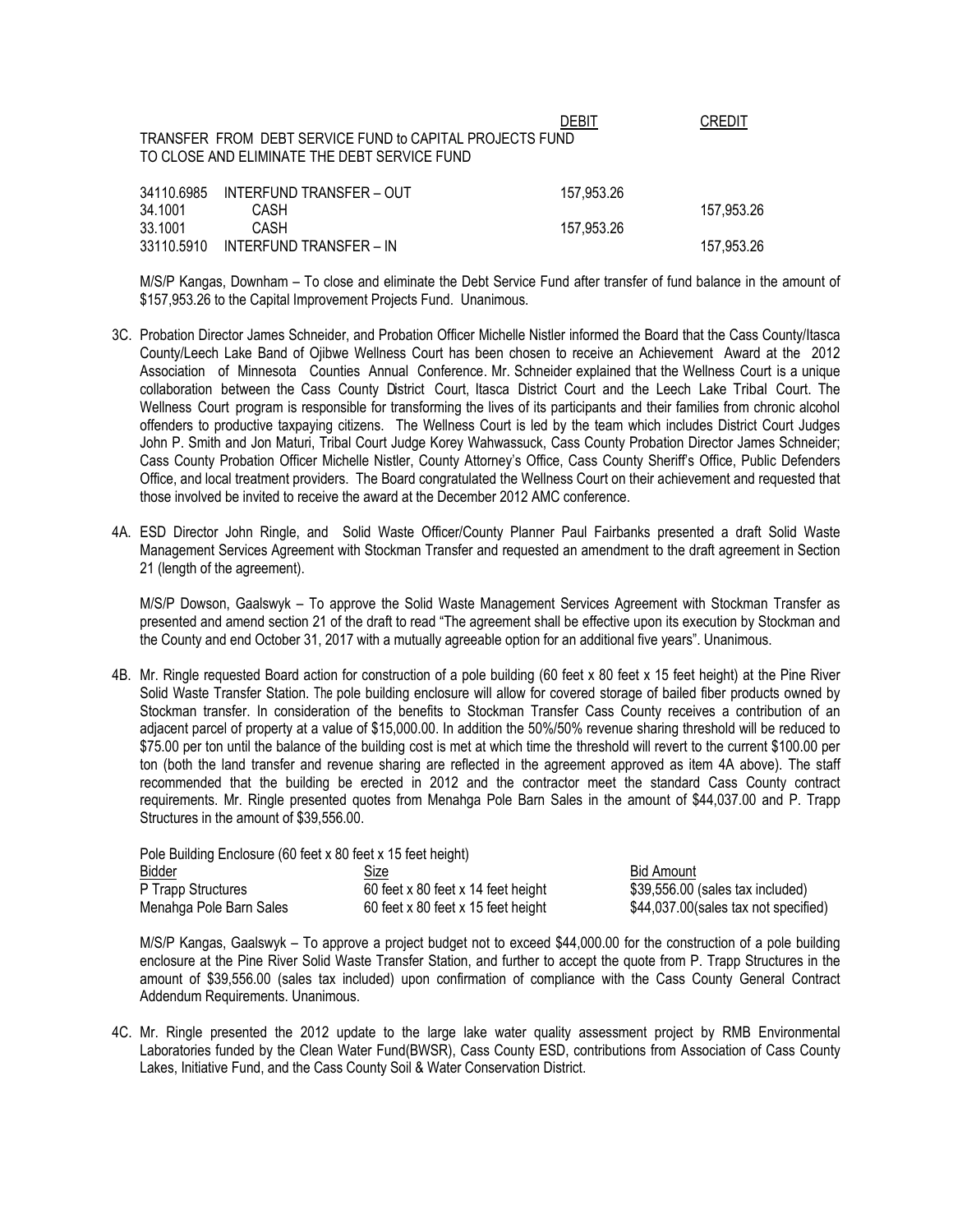| | | DEBIT | CREDIT |
|---|---|---|---|
| TRANSFER FROM DEBT SERVICE FUND to CAPITAL PROJECTS FUND TO CLOSE AND ELIMINATE THE DEBT SERVICE FUND | | | |
| 34110.6985 | INTERFUND TRANSFER – OUT | 157,953.26 | |
| 34.1001 | CASH | | 157,953.26 |
| 33.1001 | CASH | 157,953.26 | |
| 33110.5910 | INTERFUND TRANSFER – IN | | 157,953.26 |

M/S/P Kangas, Downham – To close and eliminate the Debt Service Fund after transfer of fund balance in the amount of $157,953.26 to the Capital Improvement Projects Fund. Unanimous.

3C. Probation Director James Schneider, and Probation Officer Michelle Nistler informed the Board that the Cass County/Itasca County/Leech Lake Band of Ojibwe Wellness Court has been chosen to receive an Achievement Award at the 2012 Association of Minnesota Counties Annual Conference. Mr. Schneider explained that the Wellness Court is a unique collaboration between the Cass County District Court, Itasca District Court and the Leech Lake Tribal Court. The Wellness Court program is responsible for transforming the lives of its participants and their families from chronic alcohol offenders to productive taxpaying citizens. The Wellness Court is led by the team which includes District Court Judges John P. Smith and Jon Maturi, Tribal Court Judge Korey Wahwassuck, Cass County Probation Director James Schneider; Cass County Probation Officer Michelle Nistler, County Attorney's Office, Cass County Sheriff's Office, Public Defenders Office, and local treatment providers. The Board congratulated the Wellness Court on their achievement and requested that those involved be invited to receive the award at the December 2012 AMC conference.

4A. ESD Director John Ringle, and Solid Waste Officer/County Planner Paul Fairbanks presented a draft Solid Waste Management Services Agreement with Stockman Transfer and requested an amendment to the draft agreement in Section 21 (length of the agreement).

M/S/P Dowson, Gaalswyk – To approve the Solid Waste Management Services Agreement with Stockman Transfer as presented and amend section 21 of the draft to read "The agreement shall be effective upon its execution by Stockman and the County and end October 31, 2017 with a mutually agreeable option for an additional five years". Unanimous.

4B. Mr. Ringle requested Board action for construction of a pole building (60 feet x 80 feet x 15 feet height) at the Pine River Solid Waste Transfer Station. The pole building enclosure will allow for covered storage of bailed fiber products owned by Stockman transfer. In consideration of the benefits to Stockman Transfer Cass County receives a contribution of an adjacent parcel of property at a value of $15,000.00. In addition the 50%/50% revenue sharing threshold will be reduced to $75.00 per ton until the balance of the building cost is met at which time the threshold will revert to the current $100.00 per ton (both the land transfer and revenue sharing are reflected in the agreement approved as item 4A above). The staff recommended that the building be erected in 2012 and the contractor meet the standard Cass County contract requirements. Mr. Ringle presented quotes from Menahga Pole Barn Sales in the amount of $44,037.00 and P. Trapp Structures in the amount of $39,556.00.

Pole Building Enclosure (60 feet x 80 feet x 15 feet height)

| Bidder | Size | Bid Amount |
|---|---|---|
| P Trapp Structures | 60 feet x 80 feet x 14 feet height | $39,556.00 (sales tax included) |
| Menahga Pole Barn Sales | 60 feet x 80 feet x 15 feet height | $44,037.00(sales tax not specified) |

M/S/P Kangas, Gaalswyk – To approve a project budget not to exceed $44,000.00 for the construction of a pole building enclosure at the Pine River Solid Waste Transfer Station, and further to accept the quote from P. Trapp Structures in the amount of $39,556.00 (sales tax included) upon confirmation of compliance with the Cass County General Contract Addendum Requirements. Unanimous.

4C. Mr. Ringle presented the 2012 update to the large lake water quality assessment project by RMB Environmental Laboratories funded by the Clean Water Fund(BWSR), Cass County ESD, contributions from Association of Cass County Lakes, Initiative Fund, and the Cass County Soil & Water Conservation District.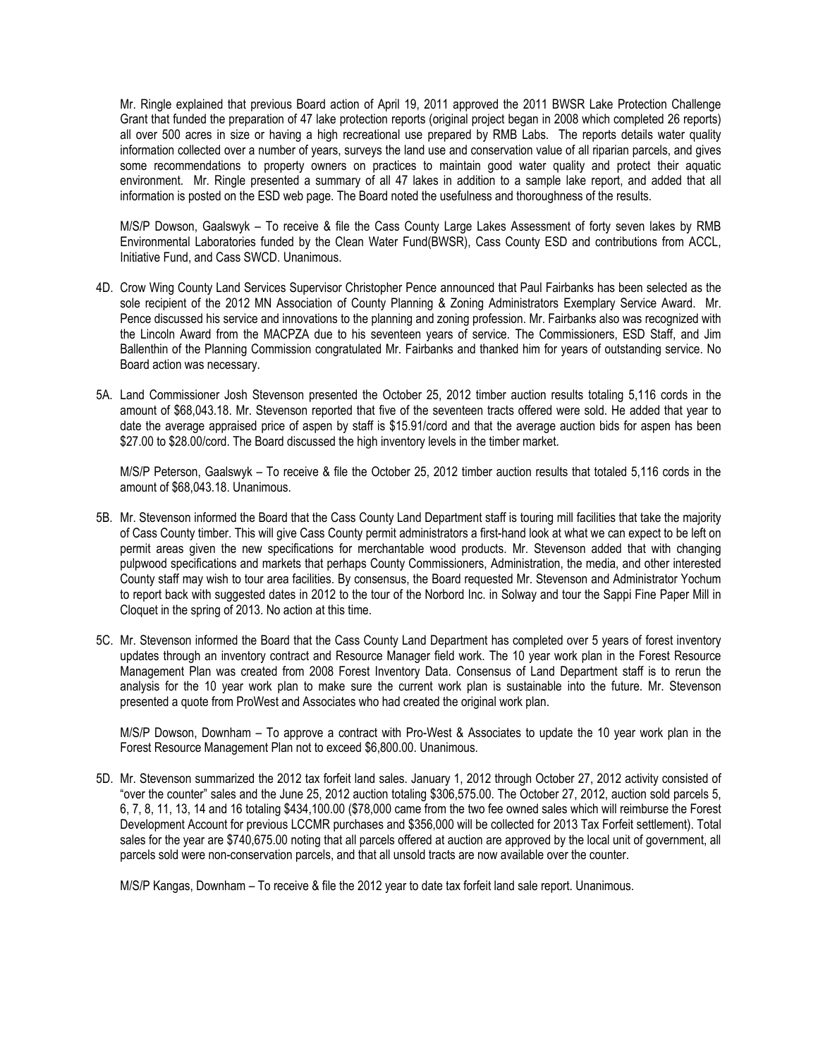Mr. Ringle explained that previous Board action of April 19, 2011 approved the 2011 BWSR Lake Protection Challenge Grant that funded the preparation of 47 lake protection reports (original project began in 2008 which completed 26 reports) all over 500 acres in size or having a high recreational use prepared by RMB Labs. The reports details water quality information collected over a number of years, surveys the land use and conservation value of all riparian parcels, and gives some recommendations to property owners on practices to maintain good water quality and protect their aquatic environment. Mr. Ringle presented a summary of all 47 lakes in addition to a sample lake report, and added that all information is posted on the ESD web page. The Board noted the usefulness and thoroughness of the results.

M/S/P Dowson, Gaalswyk – To receive & file the Cass County Large Lakes Assessment of forty seven lakes by RMB Environmental Laboratories funded by the Clean Water Fund(BWSR), Cass County ESD and contributions from ACCL, Initiative Fund, and Cass SWCD. Unanimous.

4D. Crow Wing County Land Services Supervisor Christopher Pence announced that Paul Fairbanks has been selected as the sole recipient of the 2012 MN Association of County Planning & Zoning Administrators Exemplary Service Award. Mr. Pence discussed his service and innovations to the planning and zoning profession. Mr. Fairbanks also was recognized with the Lincoln Award from the MACPZA due to his seventeen years of service. The Commissioners, ESD Staff, and Jim Ballenthin of the Planning Commission congratulated Mr. Fairbanks and thanked him for years of outstanding service. No Board action was necessary.

5A. Land Commissioner Josh Stevenson presented the October 25, 2012 timber auction results totaling 5,116 cords in the amount of $68,043.18. Mr. Stevenson reported that five of the seventeen tracts offered were sold. He added that year to date the average appraised price of aspen by staff is $15.91/cord and that the average auction bids for aspen has been $27.00 to $28.00/cord. The Board discussed the high inventory levels in the timber market.

M/S/P Peterson, Gaalswyk – To receive & file the October 25, 2012 timber auction results that totaled 5,116 cords in the amount of $68,043.18. Unanimous.

5B. Mr. Stevenson informed the Board that the Cass County Land Department staff is touring mill facilities that take the majority of Cass County timber. This will give Cass County permit administrators a first-hand look at what we can expect to be left on permit areas given the new specifications for merchantable wood products. Mr. Stevenson added that with changing pulpwood specifications and markets that perhaps County Commissioners, Administration, the media, and other interested County staff may wish to tour area facilities. By consensus, the Board requested Mr. Stevenson and Administrator Yochum to report back with suggested dates in 2012 to the tour of the Norbord Inc. in Solway and tour the Sappi Fine Paper Mill in Cloquet in the spring of 2013. No action at this time.

5C. Mr. Stevenson informed the Board that the Cass County Land Department has completed over 5 years of forest inventory updates through an inventory contract and Resource Manager field work. The 10 year work plan in the Forest Resource Management Plan was created from 2008 Forest Inventory Data. Consensus of Land Department staff is to rerun the analysis for the 10 year work plan to make sure the current work plan is sustainable into the future. Mr. Stevenson presented a quote from ProWest and Associates who had created the original work plan.

M/S/P Dowson, Downham – To approve a contract with Pro-West & Associates to update the 10 year work plan in the Forest Resource Management Plan not to exceed $6,800.00. Unanimous.

5D. Mr. Stevenson summarized the 2012 tax forfeit land sales. January 1, 2012 through October 27, 2012 activity consisted of "over the counter" sales and the June 25, 2012 auction totaling $306,575.00. The October 27, 2012, auction sold parcels 5, 6, 7, 8, 11, 13, 14 and 16 totaling $434,100.00 ($78,000 came from the two fee owned sales which will reimburse the Forest Development Account for previous LCCMR purchases and $356,000 will be collected for 2013 Tax Forfeit settlement). Total sales for the year are $740,675.00 noting that all parcels offered at auction are approved by the local unit of government, all parcels sold were non-conservation parcels, and that all unsold tracts are now available over the counter.

M/S/P Kangas, Downham – To receive & file the 2012 year to date tax forfeit land sale report. Unanimous.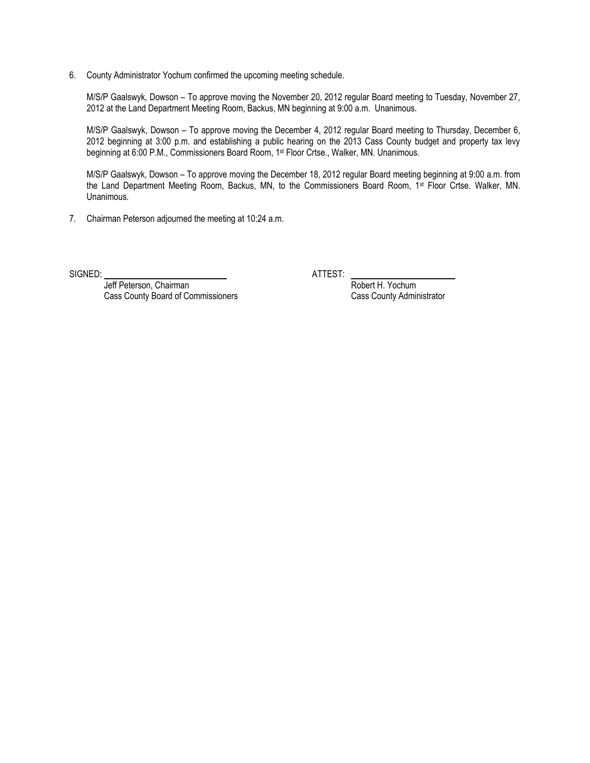6. County Administrator Yochum confirmed the upcoming meeting schedule.

   M/S/P Gaalswyk, Dowson – To approve moving the November 20, 2012 regular Board meeting to Tuesday, November 27, 2012 at the Land Department Meeting Room, Backus, MN beginning at 9:00 a.m. Unanimous.

   M/S/P Gaalswyk, Dowson – To approve moving the December 4, 2012 regular Board meeting to Thursday, December 6, 2012 beginning at 3:00 p.m. and establishing a public hearing on the 2013 Cass County budget and property tax levy beginning at 6:00 P.M., Commissioners Board Room, 1st Floor Crtse., Walker, MN. Unanimous.

   M/S/P Gaalswyk, Dowson – To approve moving the December 18, 2012 regular Board meeting beginning at 9:00 a.m. from the Land Department Meeting Room, Backus, MN, to the Commissioners Board Room, 1st Floor Crtse. Walker, MN. Unanimous.

7. Chairman Peterson adjourned the meeting at 10:24 a.m.

SIGNED: \_\_\_\_\_\_\_\_\_\_\_\_\_\_\_\_\_\_\_\_\_\_\_\_\_\_\_
Jeff Peterson, Chairman
Cass County Board of Commissioners

ATTEST: \_\_\_\_\_\_\_\_\_\_\_\_\_\_\_\_\_\_\_\_\_\_\_\_\_
Robert H. Yochum
Cass County Administrator